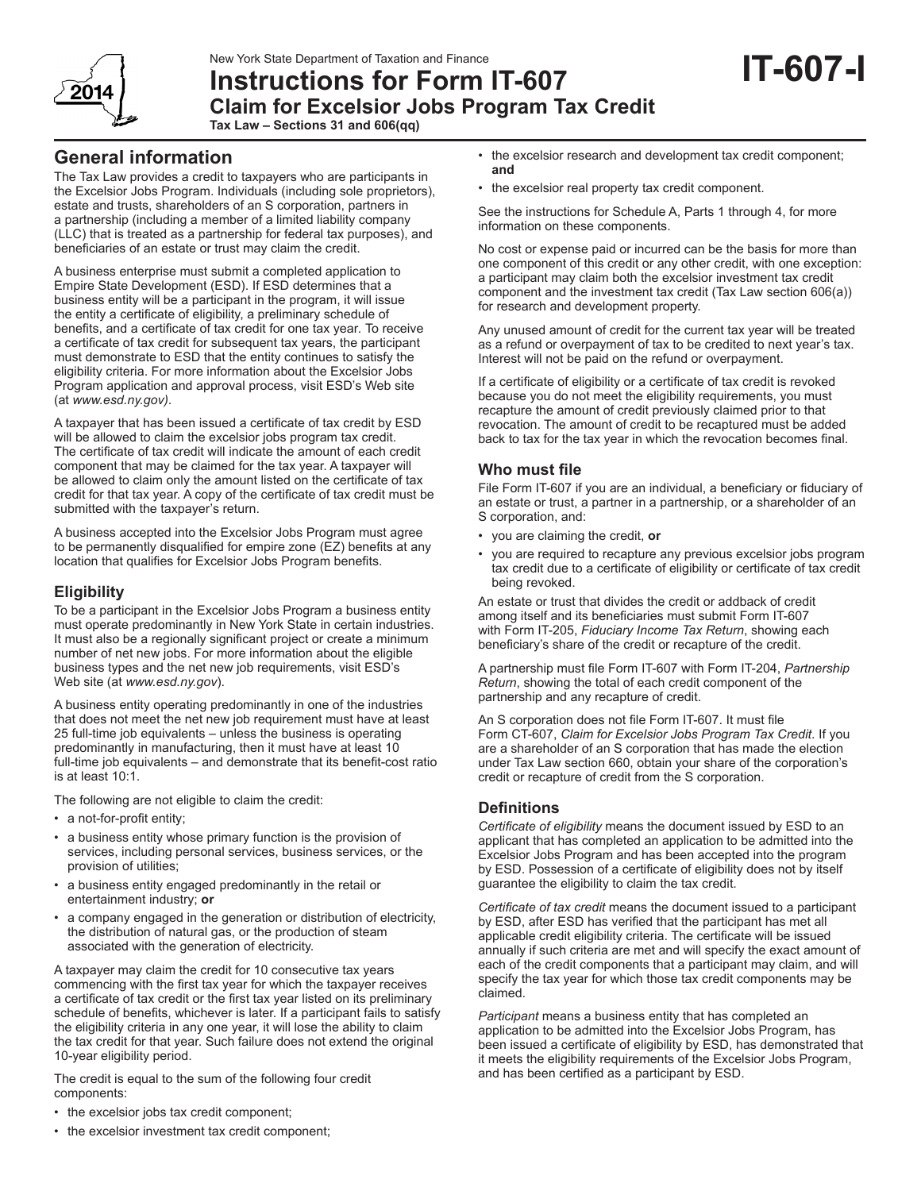New York State Department of Taxation and Finance

# Instructions for Form IT-607

## Claim for Excelsior Jobs Program Tax Credit

**Tax Law – Sections 31 and 606(qq)**

**IT-607-I**

## General information

The Tax Law provides a credit to taxpayers who are participants in the Excelsior Jobs Program. Individuals (including sole proprietors), estate and trusts, shareholders of an S corporation, partners in a partnership (including a member of a limited liability company (LLC) that is treated as a partnership for federal tax purposes), and beneficiaries of an estate or trust may claim the credit.

A business enterprise must submit a completed application to Empire State Development (ESD). If ESD determines that a business entity will be a participant in the program, it will issue the entity a certificate of eligibility, a preliminary schedule of benefits, and a certificate of tax credit for one tax year. To receive a certificate of tax credit for subsequent tax years, the participant must demonstrate to ESD that the entity continues to satisfy the eligibility criteria. For more information about the Excelsior Jobs Program application and approval process, visit ESD's Web site (at *www.esd.ny.gov)*.

A taxpayer that has been issued a certificate of tax credit by ESD will be allowed to claim the excelsior jobs program tax credit. The certificate of tax credit will indicate the amount of each credit component that may be claimed for the tax year. A taxpayer will be allowed to claim only the amount listed on the certificate of tax credit for that tax year. A copy of the certificate of tax credit must be submitted with the taxpayer's return.

A business accepted into the Excelsior Jobs Program must agree to be permanently disqualified for empire zone (EZ) benefits at any location that qualifies for Excelsior Jobs Program benefits.

### Eligibility

To be a participant in the Excelsior Jobs Program a business entity must operate predominantly in New York State in certain industries. It must also be a regionally significant project or create a minimum number of net new jobs. For more information about the eligible business types and the net new job requirements, visit ESD's Web site (at *www.esd.ny.gov*).

A business entity operating predominantly in one of the industries that does not meet the net new job requirement must have at least 25 full-time job equivalents – unless the business is operating predominantly in manufacturing, then it must have at least 10 full-time job equivalents – and demonstrate that its benefit-cost ratio is at least 10:1.

The following are not eligible to claim the credit:

- a not-for-profit entity;
- a business entity whose primary function is the provision of services, including personal services, business services, or the provision of utilities;
- a business entity engaged predominantly in the retail or entertainment industry; **or**
- a company engaged in the generation or distribution of electricity, the distribution of natural gas, or the production of steam associated with the generation of electricity.

A taxpayer may claim the credit for 10 consecutive tax years commencing with the first tax year for which the taxpayer receives a certificate of tax credit or the first tax year listed on its preliminary schedule of benefits, whichever is later. If a participant fails to satisfy the eligibility criteria in any one year, it will lose the ability to claim the tax credit for that year. Such failure does not extend the original 10-year eligibility period.

The credit is equal to the sum of the following four credit components:

- the excelsior jobs tax credit component;
- the excelsior investment tax credit component;
- the excelsior research and development tax credit component; **and**
- the excelsior real property tax credit component.

See the instructions for Schedule A, Parts 1 through 4, for more information on these components.

No cost or expense paid or incurred can be the basis for more than one component of this credit or any other credit, with one exception: a participant may claim both the excelsior investment tax credit component and the investment tax credit (Tax Law section 606(a)) for research and development property.

Any unused amount of credit for the current tax year will be treated as a refund or overpayment of tax to be credited to next year's tax. Interest will not be paid on the refund or overpayment.

If a certificate of eligibility or a certificate of tax credit is revoked because you do not meet the eligibility requirements, you must recapture the amount of credit previously claimed prior to that revocation. The amount of credit to be recaptured must be added back to tax for the tax year in which the revocation becomes final.

### Who must file

File Form IT-607 if you are an individual, a beneficiary or fiduciary of an estate or trust, a partner in a partnership, or a shareholder of an S corporation, and:

- you are claiming the credit, **or**
- you are required to recapture any previous excelsior jobs program tax credit due to a certificate of eligibility or certificate of tax credit being revoked.

An estate or trust that divides the credit or addback of credit among itself and its beneficiaries must submit Form IT-607 with Form IT-205, *Fiduciary Income Tax Return*, showing each beneficiary's share of the credit or recapture of the credit.

A partnership must file Form IT-607 with Form IT-204, *Partnership Return*, showing the total of each credit component of the partnership and any recapture of credit.

An S corporation does not file Form IT-607. It must file Form CT-607, *Claim for Excelsior Jobs Program Tax Credit.* If you are a shareholder of an S corporation that has made the election under Tax Law section 660, obtain your share of the corporation's credit or recapture of credit from the S corporation.

### Definitions

*Certificate of eligibility* means the document issued by ESD to an applicant that has completed an application to be admitted into the Excelsior Jobs Program and has been accepted into the program by ESD. Possession of a certificate of eligibility does not by itself guarantee the eligibility to claim the tax credit.

*Certificate of tax credit* means the document issued to a participant by ESD, after ESD has verified that the participant has met all applicable credit eligibility criteria. The certificate will be issued annually if such criteria are met and will specify the exact amount of each of the credit components that a participant may claim, and will specify the tax year for which those tax credit components may be claimed.

*Participant* means a business entity that has completed an application to be admitted into the Excelsior Jobs Program, has been issued a certificate of eligibility by ESD, has demonstrated that it meets the eligibility requirements of the Excelsior Jobs Program, and has been certified as a participant by ESD.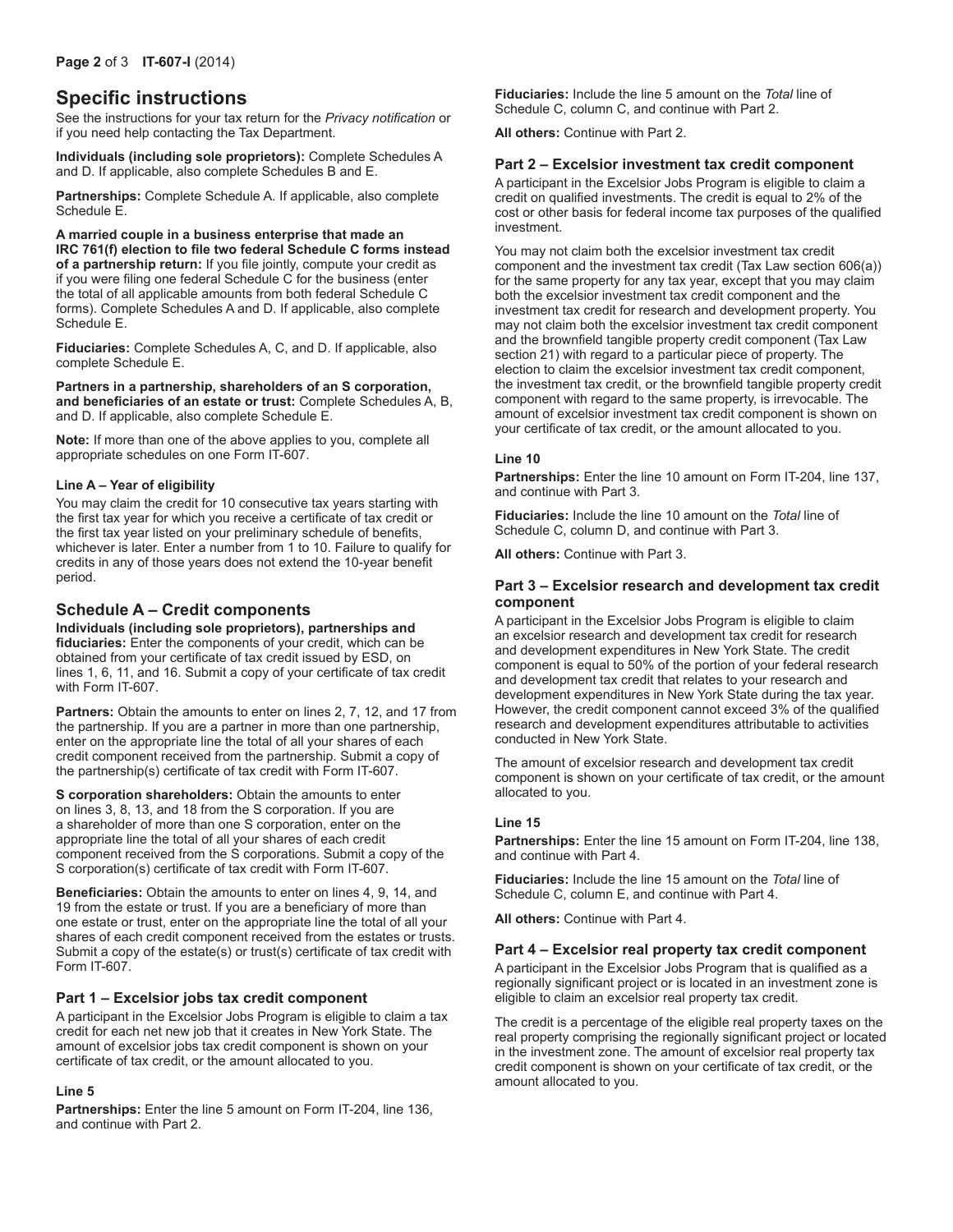# Specific instructions

See the instructions for your tax return for the *Privacy notification* or if you need help contacting the Tax Department.

**Individuals (including sole proprietors):** Complete Schedules A and D. If applicable, also complete Schedules B and E.

**Partnerships:** Complete Schedule A. If applicable, also complete Schedule E.

**A married couple in a business enterprise that made an IRC 761(f) election to file two federal Schedule C forms instead of a partnership return:** If you file jointly, compute your credit as if you were filing one federal Schedule C for the business (enter the total of all applicable amounts from both federal Schedule C forms). Complete Schedules A and D. If applicable, also complete Schedule E.

**Fiduciaries:** Complete Schedules A, C, and D. If applicable, also complete Schedule E.

**Partners in a partnership, shareholders of an S corporation, and beneficiaries of an estate or trust:** Complete Schedules A, B, and D. If applicable, also complete Schedule E.

**Note:** If more than one of the above applies to you, complete all appropriate schedules on one Form IT-607.

### Line A – Year of eligibility

You may claim the credit for 10 consecutive tax years starting with the first tax year for which you receive a certificate of tax credit or the first tax year listed on your preliminary schedule of benefits, whichever is later. Enter a number from 1 to 10. Failure to qualify for credits in any of those years does not extend the 10-year benefit period.

## Schedule A – Credit components

**Individuals (including sole proprietors), partnerships and fiduciaries:** Enter the components of your credit, which can be obtained from your certificate of tax credit issued by ESD, on lines 1, 6, 11, and 16. Submit a copy of your certificate of tax credit with Form IT-607.

**Partners:** Obtain the amounts to enter on lines 2, 7, 12, and 17 from the partnership. If you are a partner in more than one partnership, enter on the appropriate line the total of all your shares of each credit component received from the partnership. Submit a copy of the partnership(s) certificate of tax credit with Form IT-607.

**S corporation shareholders:** Obtain the amounts to enter on lines 3, 8, 13, and 18 from the S corporation. If you are a shareholder of more than one S corporation, enter on the appropriate line the total of all your shares of each credit component received from the S corporations. Submit a copy of the S corporation(s) certificate of tax credit with Form IT-607.

**Beneficiaries:** Obtain the amounts to enter on lines 4, 9, 14, and 19 from the estate or trust. If you are a beneficiary of more than one estate or trust, enter on the appropriate line the total of all your shares of each credit component received from the estates or trusts. Submit a copy of the estate(s) or trust(s) certificate of tax credit with Form IT-607.

### Part 1 – Excelsior jobs tax credit component

A participant in the Excelsior Jobs Program is eligible to claim a tax credit for each net new job that it creates in New York State. The amount of excelsior jobs tax credit component is shown on your certificate of tax credit, or the amount allocated to you.

#### Line 5

**Partnerships:** Enter the line 5 amount on Form IT-204, line 136, and continue with Part 2.

**Fiduciaries:** Include the line 5 amount on the *Total* line of Schedule C, column C, and continue with Part 2.

**All others:** Continue with Part 2.

### Part 2 – Excelsior investment tax credit component

A participant in the Excelsior Jobs Program is eligible to claim a credit on qualified investments. The credit is equal to 2% of the cost or other basis for federal income tax purposes of the qualified investment.

You may not claim both the excelsior investment tax credit component and the investment tax credit (Tax Law section 606(a)) for the same property for any tax year, except that you may claim both the excelsior investment tax credit component and the investment tax credit for research and development property. You may not claim both the excelsior investment tax credit component and the brownfield tangible property credit component (Tax Law section 21) with regard to a particular piece of property. The election to claim the excelsior investment tax credit component, the investment tax credit, or the brownfield tangible property credit component with regard to the same property, is irrevocable. The amount of excelsior investment tax credit component is shown on your certificate of tax credit, or the amount allocated to you.

#### Line 10

**Partnerships:** Enter the line 10 amount on Form IT-204, line 137, and continue with Part 3.

**Fiduciaries:** Include the line 10 amount on the *Total* line of Schedule C, column D, and continue with Part 3.

**All others:** Continue with Part 3.

### Part 3 – Excelsior research and development tax credit component

A participant in the Excelsior Jobs Program is eligible to claim an excelsior research and development tax credit for research and development expenditures in New York State. The credit component is equal to 50% of the portion of your federal research and development tax credit that relates to your research and development expenditures in New York State during the tax year. However, the credit component cannot exceed 3% of the qualified research and development expenditures attributable to activities conducted in New York State.

The amount of excelsior research and development tax credit component is shown on your certificate of tax credit, or the amount allocated to you.

#### Line 15

**Partnerships:** Enter the line 15 amount on Form IT-204, line 138, and continue with Part 4.

**Fiduciaries:** Include the line 15 amount on the *Total* line of Schedule C, column E, and continue with Part 4.

**All others:** Continue with Part 4.

### Part 4 – Excelsior real property tax credit component

A participant in the Excelsior Jobs Program that is qualified as a regionally significant project or is located in an investment zone is eligible to claim an excelsior real property tax credit.

The credit is a percentage of the eligible real property taxes on the real property comprising the regionally significant project or located in the investment zone. The amount of excelsior real property tax credit component is shown on your certificate of tax credit, or the amount allocated to you.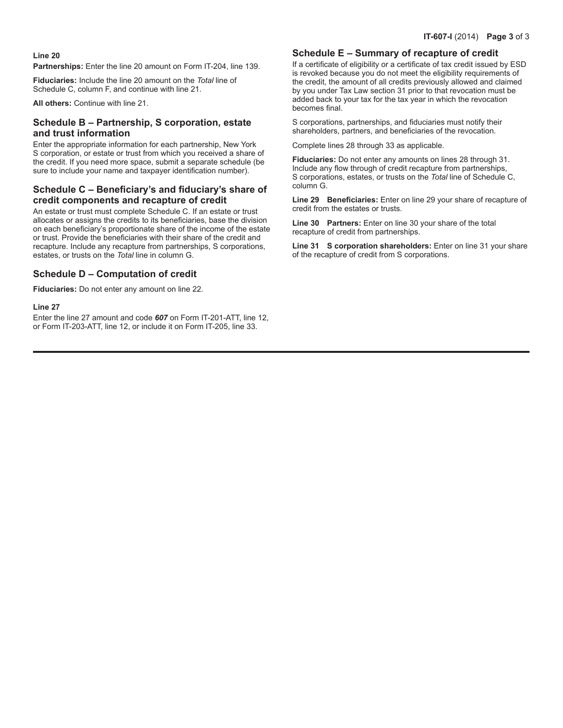**Line 20**

**Partnerships:** Enter the line 20 amount on Form IT-204, line 139.

**Fiduciaries:** Include the line 20 amount on the *Total* line of Schedule C, column F, and continue with line 21.

**All others:** Continue with line 21.

## Schedule B – Partnership, S corporation, estate and trust information

Enter the appropriate information for each partnership, New York S corporation, or estate or trust from which you received a share of the credit. If you need more space, submit a separate schedule (be sure to include your name and taxpayer identification number).

## Schedule C – Beneficiary's and fiduciary's share of credit components and recapture of credit

An estate or trust must complete Schedule C. If an estate or trust allocates or assigns the credits to its beneficiaries, base the division on each beneficiary's proportionate share of the income of the estate or trust. Provide the beneficiaries with their share of the credit and recapture. Include any recapture from partnerships, S corporations, estates, or trusts on the *Total* line in column G.

## Schedule D – Computation of credit

**Fiduciaries:** Do not enter any amount on line 22.

**Line 27**

Enter the line 27 amount and code ***607*** on Form IT-201-ATT, line 12, or Form IT-203-ATT, line 12, or include it on Form IT-205, line 33.

## Schedule E – Summary of recapture of credit

If a certificate of eligibility or a certificate of tax credit issued by ESD is revoked because you do not meet the eligibility requirements of the credit, the amount of all credits previously allowed and claimed by you under Tax Law section 31 prior to that revocation must be added back to your tax for the tax year in which the revocation becomes final.

S corporations, partnerships, and fiduciaries must notify their shareholders, partners, and beneficiaries of the revocation.

Complete lines 28 through 33 as applicable.

**Fiduciaries:** Do not enter any amounts on lines 28 through 31. Include any flow through of credit recapture from partnerships, S corporations, estates, or trusts on the *Total* line of Schedule C, column G.

**Line 29 Beneficiaries:** Enter on line 29 your share of recapture of credit from the estates or trusts.

**Line 30 Partners:** Enter on line 30 your share of the total recapture of credit from partnerships.

**Line 31 S corporation shareholders:** Enter on line 31 your share of the recapture of credit from S corporations.